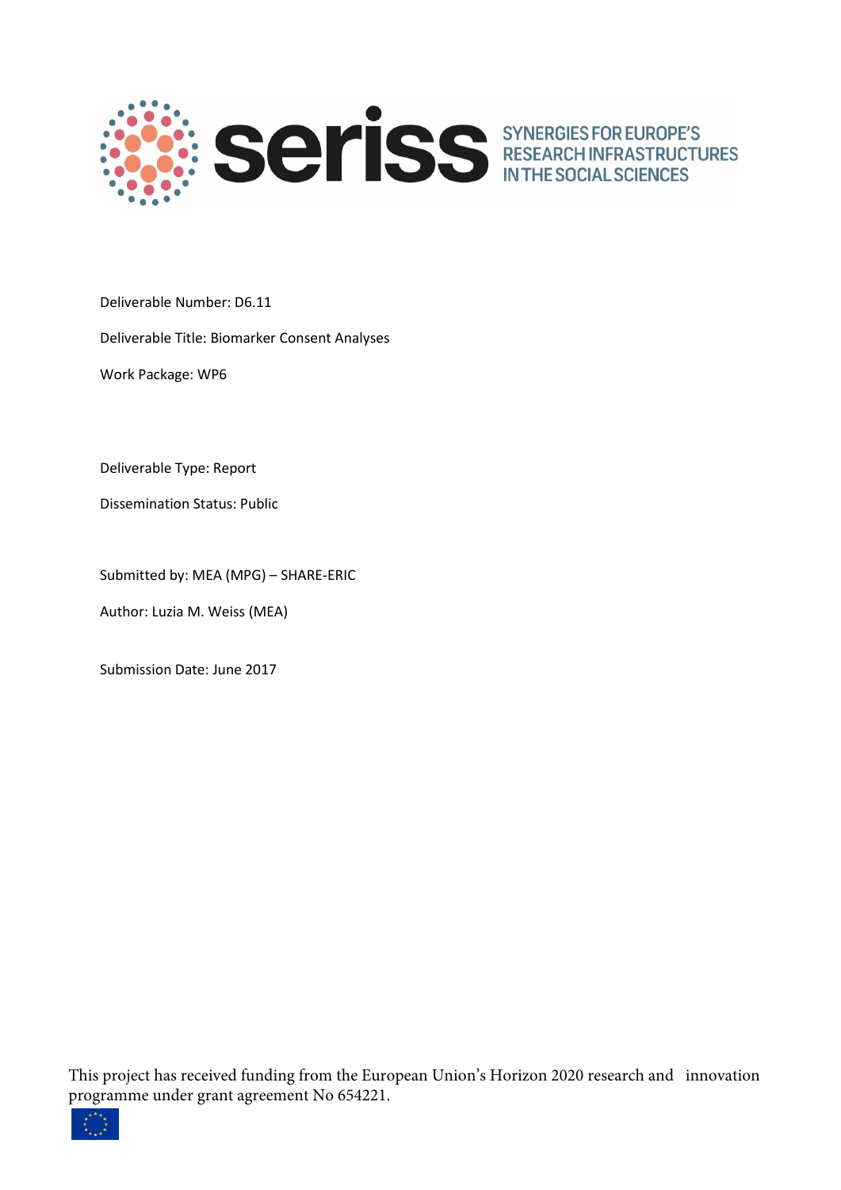seriss SYNERGIES FOR EUROPE'S RESEARCH INFRASTRUCTURES IN THE SOCIAL SCIENCES

Deliverable Number: D6.11

Deliverable Title: Biomarker Consent Analyses

Work Package: WP6

Deliverable Type: Report

Dissemination Status: Public

Submitted by: MEA (MPG) – SHARE-ERIC

Author: Luzia M. Weiss (MEA)

Submission Date: June 2017

This project has received funding from the European Union's Horizon 2020 research and innovation programme under grant agreement No 654221.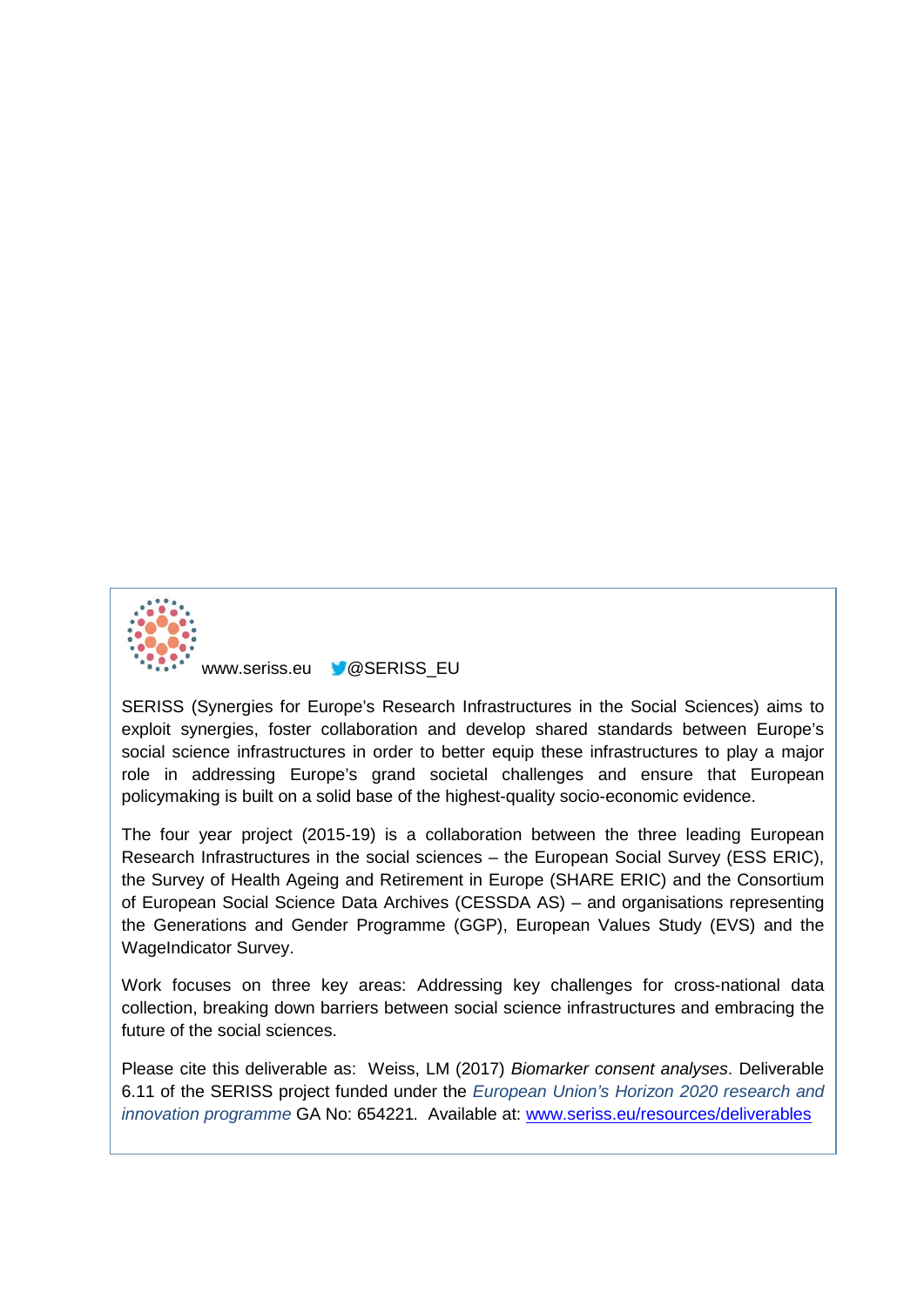www.seriss.eu @SERISS_EU

SERISS (Synergies for Europe's Research Infrastructures in the Social Sciences) aims to exploit synergies, foster collaboration and develop shared standards between Europe's social science infrastructures in order to better equip these infrastructures to play a major role in addressing Europe's grand societal challenges and ensure that European policymaking is built on a solid base of the highest-quality socio-economic evidence.

The four year project (2015-19) is a collaboration between the three leading European Research Infrastructures in the social sciences – the European Social Survey (ESS ERIC), the Survey of Health Ageing and Retirement in Europe (SHARE ERIC) and the Consortium of European Social Science Data Archives (CESSDA AS) – and organisations representing the Generations and Gender Programme (GGP), European Values Study (EVS) and the WageIndicator Survey.

Work focuses on three key areas: Addressing key challenges for cross-national data collection, breaking down barriers between social science infrastructures and embracing the future of the social sciences.

Please cite this deliverable as: Weiss, LM (2017) *Biomarker consent analyses*. Deliverable 6.11 of the SERISS project funded under the *European Union's Horizon 2020 research and innovation programme* GA No: 654221. Available at: [www.seriss.eu/resources/deliverables](www.seriss.eu/resources/deliverables)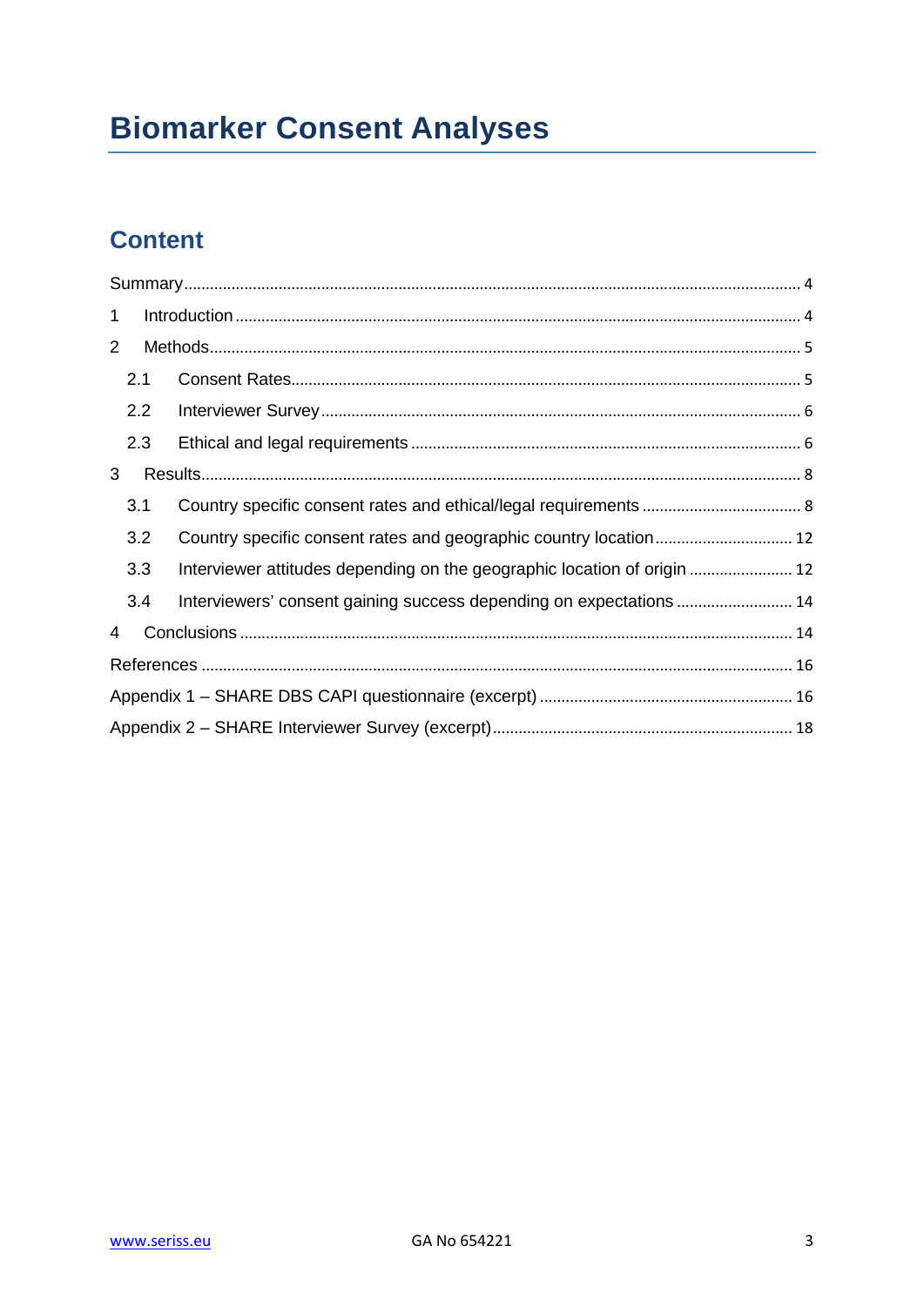# Biomarker Consent Analyses

## Content

Summary ..... 4

1 Introduction ..... 4

2 Methods ..... 5

2.1 Consent Rates ..... 5

2.2 Interviewer Survey ..... 6

2.3 Ethical and legal requirements ..... 6

3 Results ..... 8

3.1 Country specific consent rates and ethical/legal requirements ..... 8

3.2 Country specific consent rates and geographic country location ..... 12

3.3 Interviewer attitudes depending on the geographic location of origin ..... 12

3.4 Interviewers' consent gaining success depending on expectations ..... 14

4 Conclusions ..... 14

References ..... 16

Appendix 1 – SHARE DBS CAPI questionnaire (excerpt) ..... 16

Appendix 2 – SHARE Interviewer Survey (excerpt) ..... 18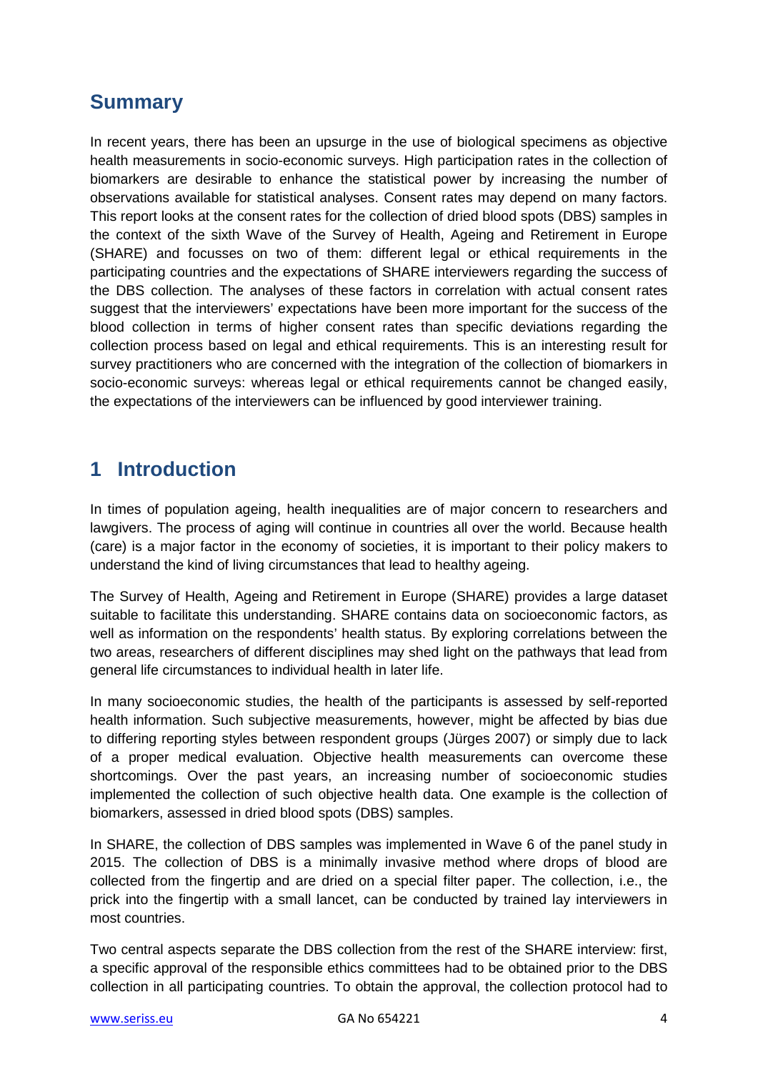## Summary

In recent years, there has been an upsurge in the use of biological specimens as objective health measurements in socio-economic surveys. High participation rates in the collection of biomarkers are desirable to enhance the statistical power by increasing the number of observations available for statistical analyses. Consent rates may depend on many factors. This report looks at the consent rates for the collection of dried blood spots (DBS) samples in the context of the sixth Wave of the Survey of Health, Ageing and Retirement in Europe (SHARE) and focusses on two of them: different legal or ethical requirements in the participating countries and the expectations of SHARE interviewers regarding the success of the DBS collection. The analyses of these factors in correlation with actual consent rates suggest that the interviewers' expectations have been more important for the success of the blood collection in terms of higher consent rates than specific deviations regarding the collection process based on legal and ethical requirements. This is an interesting result for survey practitioners who are concerned with the integration of the collection of biomarkers in socio-economic surveys: whereas legal or ethical requirements cannot be changed easily, the expectations of the interviewers can be influenced by good interviewer training.

## 1 Introduction

In times of population ageing, health inequalities are of major concern to researchers and lawgivers. The process of aging will continue in countries all over the world. Because health (care) is a major factor in the economy of societies, it is important to their policy makers to understand the kind of living circumstances that lead to healthy ageing.

The Survey of Health, Ageing and Retirement in Europe (SHARE) provides a large dataset suitable to facilitate this understanding. SHARE contains data on socioeconomic factors, as well as information on the respondents' health status. By exploring correlations between the two areas, researchers of different disciplines may shed light on the pathways that lead from general life circumstances to individual health in later life.

In many socioeconomic studies, the health of the participants is assessed by self-reported health information. Such subjective measurements, however, might be affected by bias due to differing reporting styles between respondent groups (Jürges 2007) or simply due to lack of a proper medical evaluation. Objective health measurements can overcome these shortcomings. Over the past years, an increasing number of socioeconomic studies implemented the collection of such objective health data. One example is the collection of biomarkers, assessed in dried blood spots (DBS) samples.

In SHARE, the collection of DBS samples was implemented in Wave 6 of the panel study in 2015. The collection of DBS is a minimally invasive method where drops of blood are collected from the fingertip and are dried on a special filter paper. The collection, i.e., the prick into the fingertip with a small lancet, can be conducted by trained lay interviewers in most countries.

Two central aspects separate the DBS collection from the rest of the SHARE interview: first, a specific approval of the responsible ethics committees had to be obtained prior to the DBS collection in all participating countries. To obtain the approval, the collection protocol had to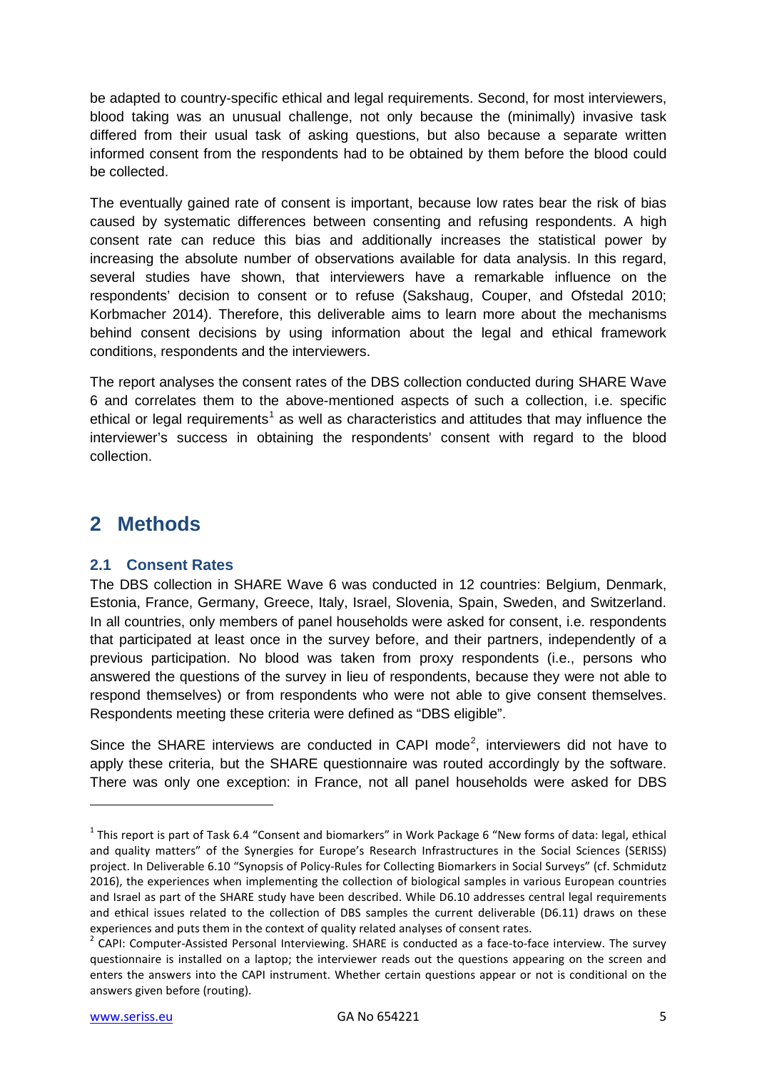be adapted to country-specific ethical and legal requirements. Second, for most interviewers, blood taking was an unusual challenge, not only because the (minimally) invasive task differed from their usual task of asking questions, but also because a separate written informed consent from the respondents had to be obtained by them before the blood could be collected.

The eventually gained rate of consent is important, because low rates bear the risk of bias caused by systematic differences between consenting and refusing respondents. A high consent rate can reduce this bias and additionally increases the statistical power by increasing the absolute number of observations available for data analysis. In this regard, several studies have shown, that interviewers have a remarkable influence on the respondents' decision to consent or to refuse (Sakshaug, Couper, and Ofstedal 2010; Korbmacher 2014). Therefore, this deliverable aims to learn more about the mechanisms behind consent decisions by using information about the legal and ethical framework conditions, respondents and the interviewers.

The report analyses the consent rates of the DBS collection conducted during SHARE Wave 6 and correlates them to the above-mentioned aspects of such a collection, i.e. specific ethical or legal requirements[1] as well as characteristics and attitudes that may influence the interviewer's success in obtaining the respondents' consent with regard to the blood collection.

# 2 Methods

## 2.1 Consent Rates

The DBS collection in SHARE Wave 6 was conducted in 12 countries: Belgium, Denmark, Estonia, France, Germany, Greece, Italy, Israel, Slovenia, Spain, Sweden, and Switzerland. In all countries, only members of panel households were asked for consent, i.e. respondents that participated at least once in the survey before, and their partners, independently of a previous participation. No blood was taken from proxy respondents (i.e., persons who answered the questions of the survey in lieu of respondents, because they were not able to respond themselves) or from respondents who were not able to give consent themselves. Respondents meeting these criteria were defined as "DBS eligible".

Since the SHARE interviews are conducted in CAPI mode[2], interviewers did not have to apply these criteria, but the SHARE questionnaire was routed accordingly by the software. There was only one exception: in France, not all panel households were asked for DBS

---

[1] This report is part of Task 6.4 "Consent and biomarkers" in Work Package 6 "New forms of data: legal, ethical and quality matters" of the Synergies for Europe's Research Infrastructures in the Social Sciences (SERISS) project. In Deliverable 6.10 "Synopsis of Policy-Rules for Collecting Biomarkers in Social Surveys" (cf. Schmidutz 2016), the experiences when implementing the collection of biological samples in various European countries and Israel as part of the SHARE study have been described. While D6.10 addresses central legal requirements and ethical issues related to the collection of DBS samples the current deliverable (D6.11) draws on these experiences and puts them in the context of quality related analyses of consent rates.

[2] CAPI: Computer-Assisted Personal Interviewing. SHARE is conducted as a face-to-face interview. The survey questionnaire is installed on a laptop; the interviewer reads out the questions appearing on the screen and enters the answers into the CAPI instrument. Whether certain questions appear or not is conditional on the answers given before (routing).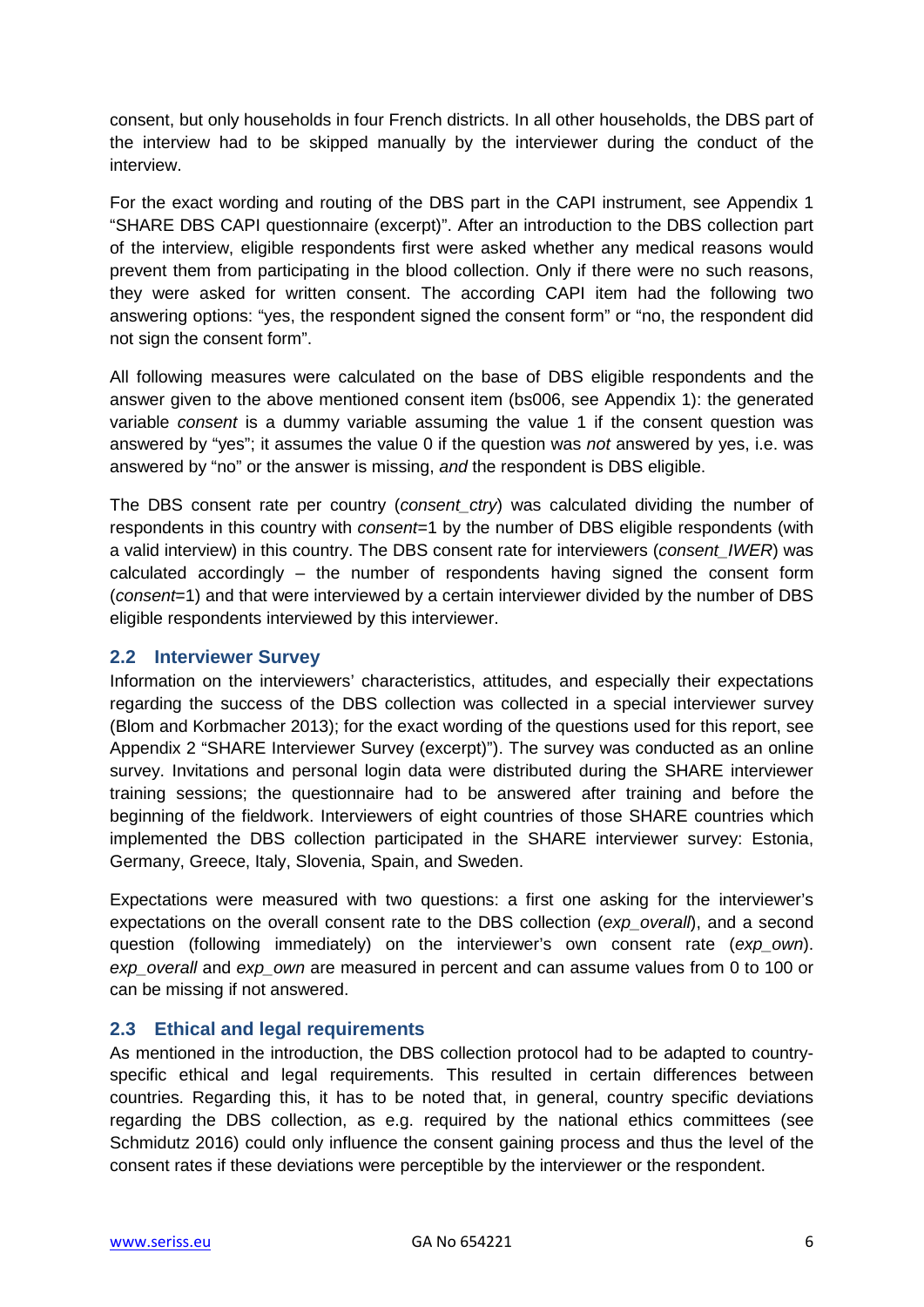consent, but only households in four French districts. In all other households, the DBS part of the interview had to be skipped manually by the interviewer during the conduct of the interview.

For the exact wording and routing of the DBS part in the CAPI instrument, see Appendix 1 "SHARE DBS CAPI questionnaire (excerpt)". After an introduction to the DBS collection part of the interview, eligible respondents first were asked whether any medical reasons would prevent them from participating in the blood collection. Only if there were no such reasons, they were asked for written consent. The according CAPI item had the following two answering options: "yes, the respondent signed the consent form" or "no, the respondent did not sign the consent form".

All following measures were calculated on the base of DBS eligible respondents and the answer given to the above mentioned consent item (bs006, see Appendix 1): the generated variable *consent* is a dummy variable assuming the value 1 if the consent question was answered by "yes"; it assumes the value 0 if the question was *not* answered by yes, i.e. was answered by "no" or the answer is missing, *and* the respondent is DBS eligible.

The DBS consent rate per country (*consent_ctry*) was calculated dividing the number of respondents in this country with *consent*=1 by the number of DBS eligible respondents (with a valid interview) in this country. The DBS consent rate for interviewers (*consent_IWER*) was calculated accordingly – the number of respondents having signed the consent form (*consent*=1) and that were interviewed by a certain interviewer divided by the number of DBS eligible respondents interviewed by this interviewer.

## 2.2 Interviewer Survey

Information on the interviewers' characteristics, attitudes, and especially their expectations regarding the success of the DBS collection was collected in a special interviewer survey (Blom and Korbmacher 2013); for the exact wording of the questions used for this report, see Appendix 2 "SHARE Interviewer Survey (excerpt)"). The survey was conducted as an online survey. Invitations and personal login data were distributed during the SHARE interviewer training sessions; the questionnaire had to be answered after training and before the beginning of the fieldwork. Interviewers of eight countries of those SHARE countries which implemented the DBS collection participated in the SHARE interviewer survey: Estonia, Germany, Greece, Italy, Slovenia, Spain, and Sweden.

Expectations were measured with two questions: a first one asking for the interviewer's expectations on the overall consent rate to the DBS collection (*exp_overall*), and a second question (following immediately) on the interviewer's own consent rate (*exp_own*). *exp_overall* and *exp_own* are measured in percent and can assume values from 0 to 100 or can be missing if not answered.

## 2.3 Ethical and legal requirements

As mentioned in the introduction, the DBS collection protocol had to be adapted to country-specific ethical and legal requirements. This resulted in certain differences between countries. Regarding this, it has to be noted that, in general, country specific deviations regarding the DBS collection, as e.g. required by the national ethics committees (see Schmidutz 2016) could only influence the consent gaining process and thus the level of the consent rates if these deviations were perceptible by the interviewer or the respondent.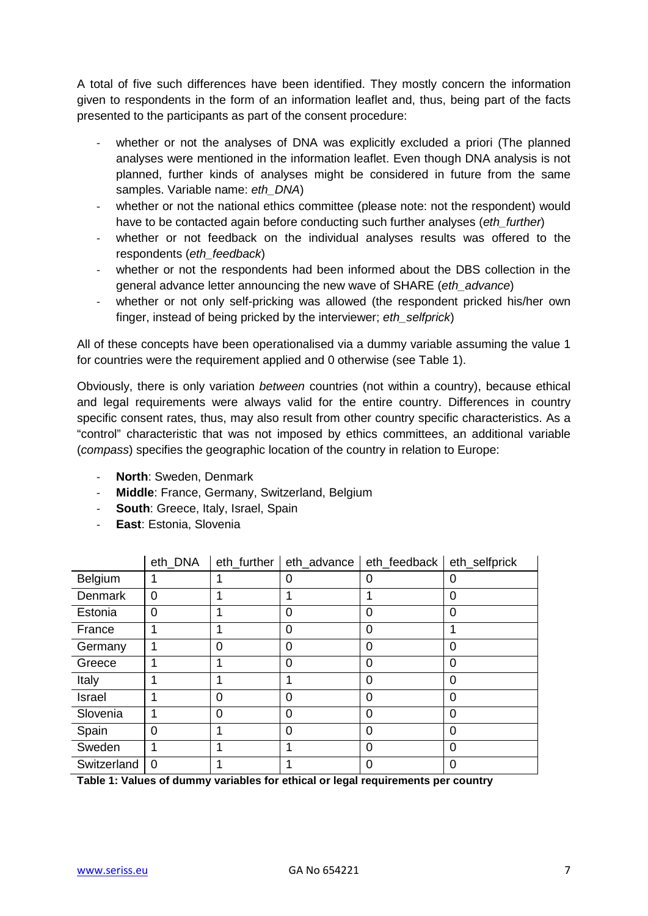A total of five such differences have been identified. They mostly concern the information given to respondents in the form of an information leaflet and, thus, being part of the facts presented to the participants as part of the consent procedure:

- whether or not the analyses of DNA was explicitly excluded a priori (The planned analyses were mentioned in the information leaflet. Even though DNA analysis is not planned, further kinds of analyses might be considered in future from the same samples. Variable name: *eth_DNA*)
- whether or not the national ethics committee (please note: not the respondent) would have to be contacted again before conducting such further analyses (*eth_further*)
- whether or not feedback on the individual analyses results was offered to the respondents (*eth_feedback*)
- whether or not the respondents had been informed about the DBS collection in the general advance letter announcing the new wave of SHARE (*eth_advance*)
- whether or not only self-pricking was allowed (the respondent pricked his/her own finger, instead of being pricked by the interviewer; *eth_selfprick*)

All of these concepts have been operationalised via a dummy variable assuming the value 1 for countries were the requirement applied and 0 otherwise (see Table 1).

Obviously, there is only variation *between* countries (not within a country), because ethical and legal requirements were always valid for the entire country. Differences in country specific consent rates, thus, may also result from other country specific characteristics. As a "control" characteristic that was not imposed by ethics committees, an additional variable (*compass*) specifies the geographic location of the country in relation to Europe:

- **North**: Sweden, Denmark
- **Middle**: France, Germany, Switzerland, Belgium
- **South**: Greece, Italy, Israel, Spain
- **East**: Estonia, Slovenia

| | eth_DNA | eth_further | eth_advance | eth_feedback | eth_selfprick |
|---|---|---|---|---|---|
| Belgium | 1 | 1 | 0 | 0 | 0 |
| Denmark | 0 | 1 | 1 | 1 | 0 |
| Estonia | 0 | 1 | 0 | 0 | 0 |
| France | 1 | 1 | 0 | 0 | 1 |
| Germany | 1 | 0 | 0 | 0 | 0 |
| Greece | 1 | 1 | 0 | 0 | 0 |
| Italy | 1 | 1 | 1 | 0 | 0 |
| Israel | 1 | 0 | 0 | 0 | 0 |
| Slovenia | 1 | 0 | 0 | 0 | 0 |
| Spain | 0 | 1 | 0 | 0 | 0 |
| Sweden | 1 | 1 | 1 | 0 | 0 |
| Switzerland | 0 | 1 | 1 | 0 | 0 |

**Table 1: Values of dummy variables for ethical or legal requirements per country**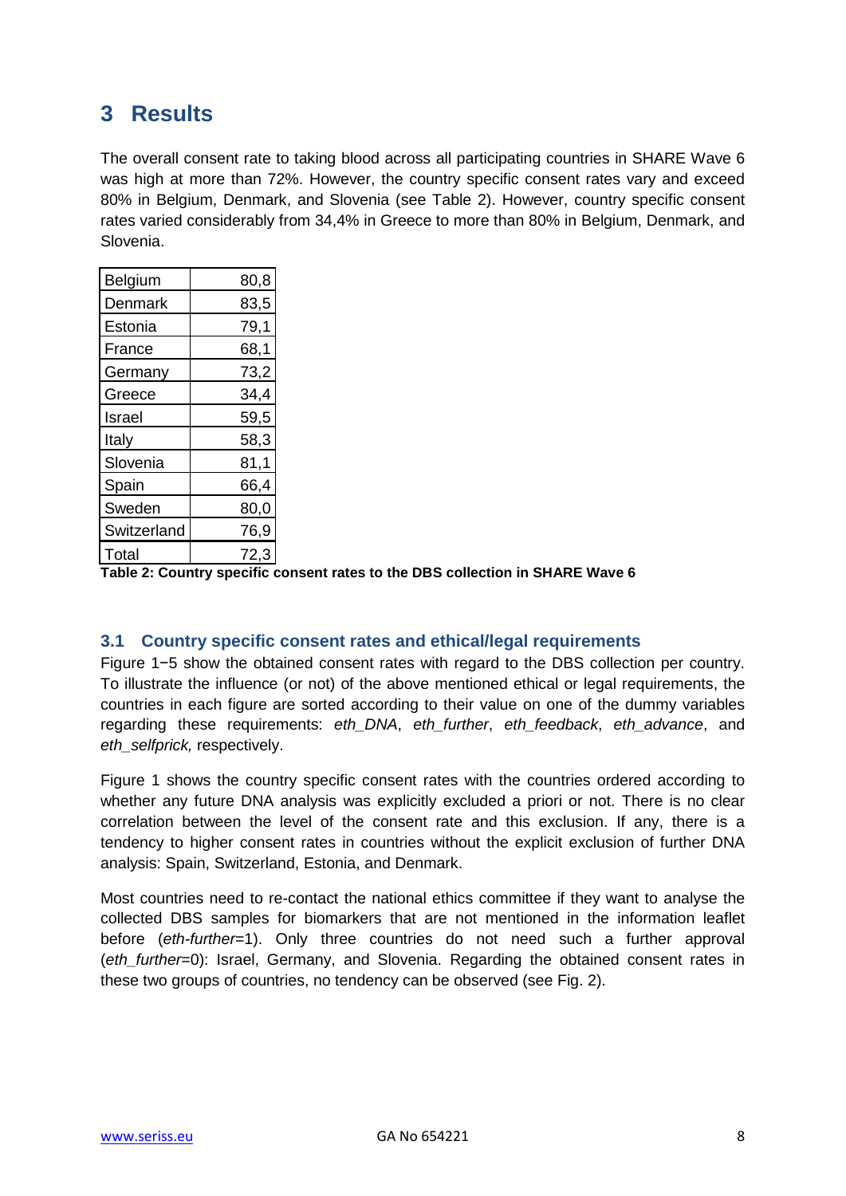# 3 Results

The overall consent rate to taking blood across all participating countries in SHARE Wave 6 was high at more than 72%. However, the country specific consent rates vary and exceed 80% in Belgium, Denmark, and Slovenia (see Table 2). However, country specific consent rates varied considerably from 34,4% in Greece to more than 80% in Belgium, Denmark, and Slovenia.

| Country | Consent rate |
|---|---|
| Belgium | 80,8 |
| Denmark | 83,5 |
| Estonia | 79,1 |
| France | 68,1 |
| Germany | 73,2 |
| Greece | 34,4 |
| Israel | 59,5 |
| Italy | 58,3 |
| Slovenia | 81,1 |
| Spain | 66,4 |
| Sweden | 80,0 |
| Switzerland | 76,9 |
| Total | 72,3 |

**Table 2: Country specific consent rates to the DBS collection in SHARE Wave 6**

## 3.1 Country specific consent rates and ethical/legal requirements

Figure 1−5 show the obtained consent rates with regard to the DBS collection per country. To illustrate the influence (or not) of the above mentioned ethical or legal requirements, the countries in each figure are sorted according to their value on one of the dummy variables regarding these requirements: *eth_DNA*, *eth_further*, *eth_feedback*, *eth_advance*, and *eth_selfprick,* respectively.

Figure 1 shows the country specific consent rates with the countries ordered according to whether any future DNA analysis was explicitly excluded a priori or not. There is no clear correlation between the level of the consent rate and this exclusion. If any, there is a tendency to higher consent rates in countries without the explicit exclusion of further DNA analysis: Spain, Switzerland, Estonia, and Denmark.

Most countries need to re-contact the national ethics committee if they want to analyse the collected DBS samples for biomarkers that are not mentioned in the information leaflet before (*eth-further*=1). Only three countries do not need such a further approval (*eth_further*=0): Israel, Germany, and Slovenia. Regarding the obtained consent rates in these two groups of countries, no tendency can be observed (see Fig. 2).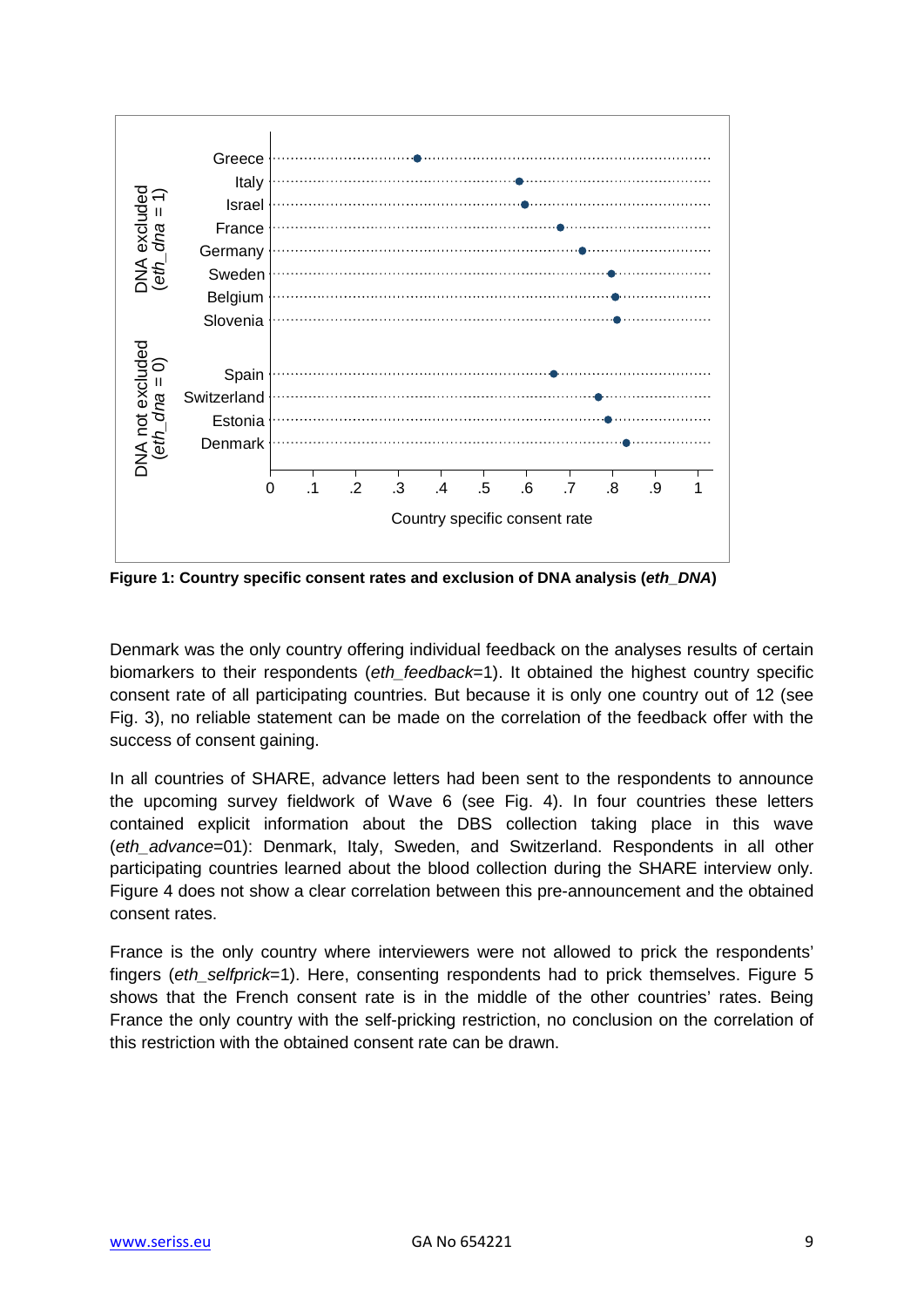**Figure 1: Country specific consent rates and exclusion of DNA analysis (*eth_DNA*)**

Denmark was the only country offering individual feedback on the analyses results of certain biomarkers to their respondents (*eth_feedback*=1). It obtained the highest country specific consent rate of all participating countries. But because it is only one country out of 12 (see Fig. 3), no reliable statement can be made on the correlation of the feedback offer with the success of consent gaining.

In all countries of SHARE, advance letters had been sent to the respondents to announce the upcoming survey fieldwork of Wave 6 (see Fig. 4). In four countries these letters contained explicit information about the DBS collection taking place in this wave (*eth_advance*=01): Denmark, Italy, Sweden, and Switzerland. Respondents in all other participating countries learned about the blood collection during the SHARE interview only. Figure 4 does not show a clear correlation between this pre-announcement and the obtained consent rates.

France is the only country where interviewers were not allowed to prick the respondents' fingers (*eth_selfprick*=1). Here, consenting respondents had to prick themselves. Figure 5 shows that the French consent rate is in the middle of the other countries' rates. Being France the only country with the self-pricking restriction, no conclusion on the correlation of this restriction with the obtained consent rate can be drawn.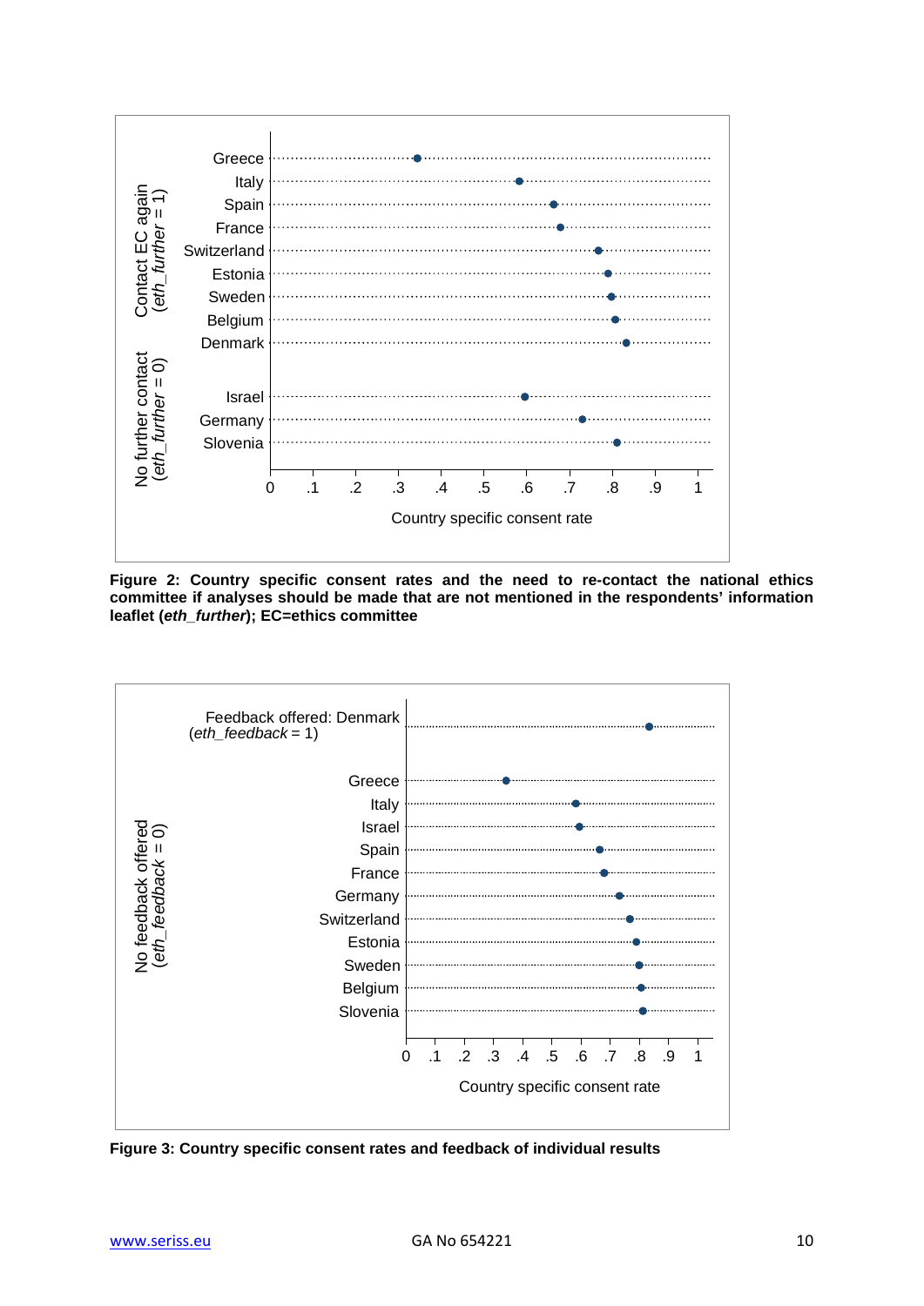**Figure 2: Country specific consent rates and the need to re-contact the national ethics committee if analyses should be made that are not mentioned in the respondents' information leaflet (*eth_further*); EC=ethics committee**

**Figure 3: Country specific consent rates and feedback of individual results**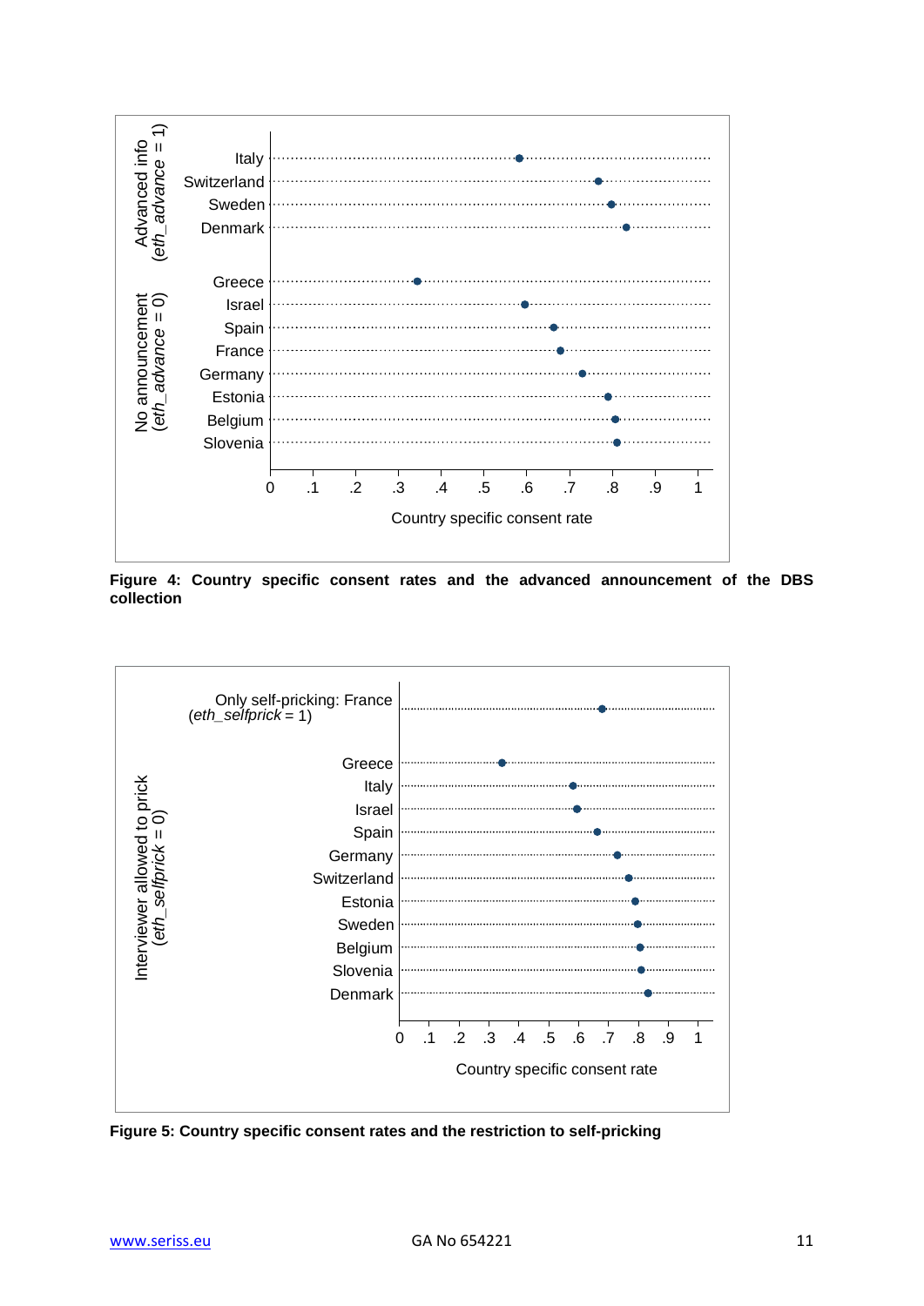**Figure 4: Country specific consent rates and the advanced announcement of the DBS collection**

**Figure 5: Country specific consent rates and the restriction to self-pricking**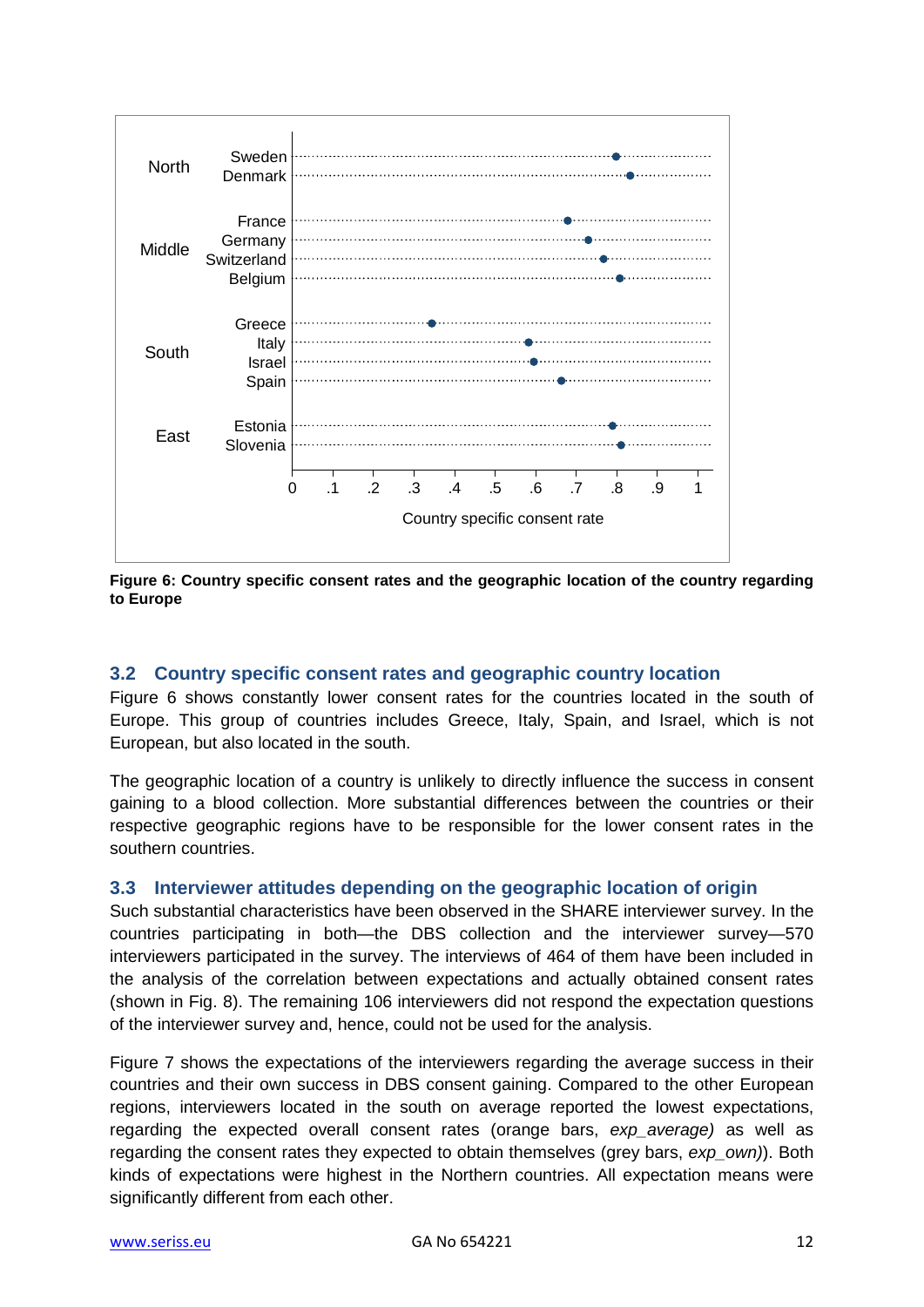**Figure 6: Country specific consent rates and the geographic location of the country regarding to Europe**

## 3.2 Country specific consent rates and geographic country location

Figure 6 shows constantly lower consent rates for the countries located in the south of Europe. This group of countries includes Greece, Italy, Spain, and Israel, which is not European, but also located in the south.

The geographic location of a country is unlikely to directly influence the success in consent gaining to a blood collection. More substantial differences between the countries or their respective geographic regions have to be responsible for the lower consent rates in the southern countries.

## 3.3 Interviewer attitudes depending on the geographic location of origin

Such substantial characteristics have been observed in the SHARE interviewer survey. In the countries participating in both—the DBS collection and the interviewer survey—570 interviewers participated in the survey. The interviews of 464 of them have been included in the analysis of the correlation between expectations and actually obtained consent rates (shown in Fig. 8). The remaining 106 interviewers did not respond the expectation questions of the interviewer survey and, hence, could not be used for the analysis.

Figure 7 shows the expectations of the interviewers regarding the average success in their countries and their own success in DBS consent gaining. Compared to the other European regions, interviewers located in the south on average reported the lowest expectations, regarding the expected overall consent rates (orange bars, *exp_average)* as well as regarding the consent rates they expected to obtain themselves (grey bars, *exp_own)*). Both kinds of expectations were highest in the Northern countries. All expectation means were significantly different from each other.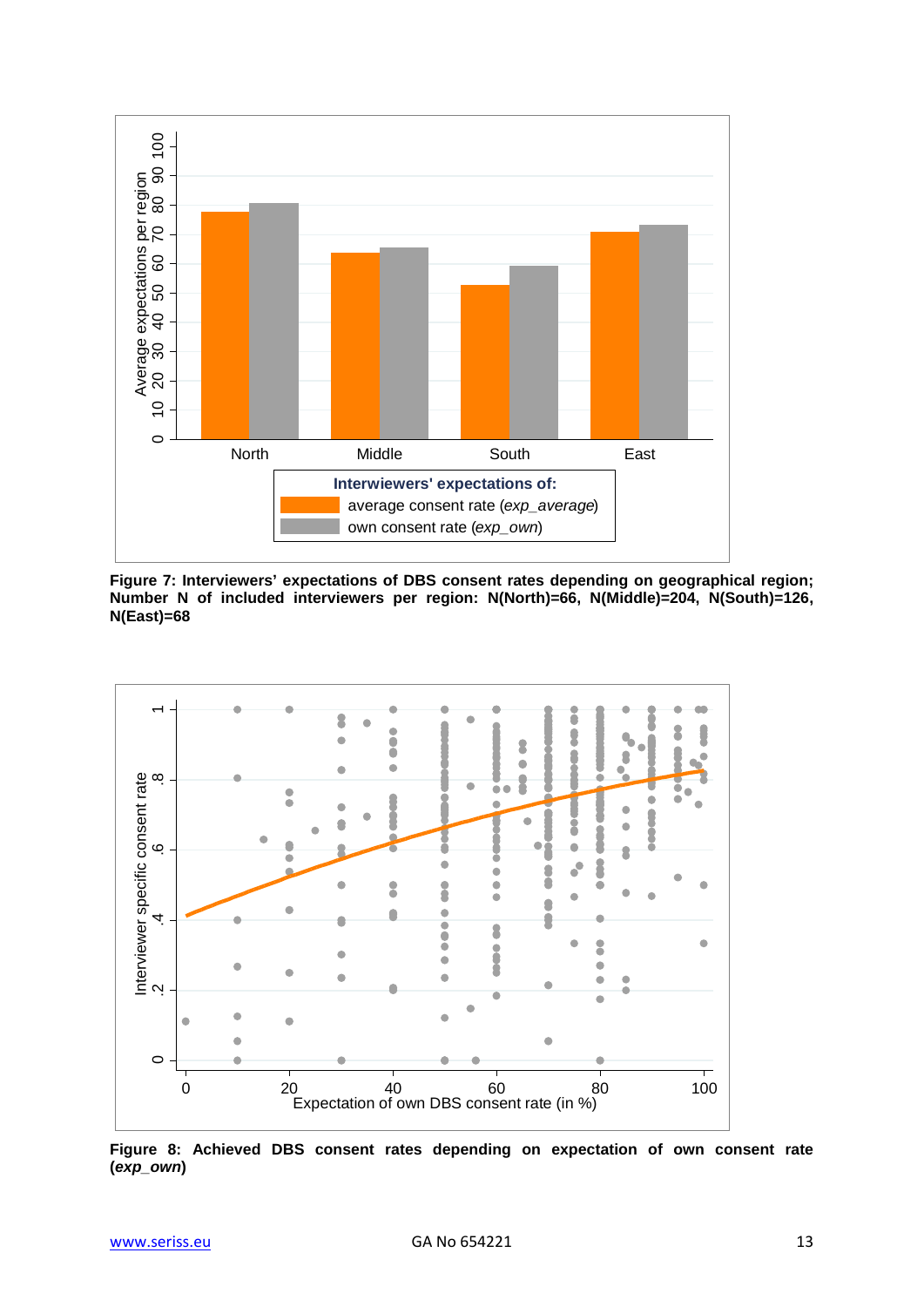**Figure 7: Interviewers' expectations of DBS consent rates depending on geographical region; Number N of included interviewers per region: N(North)=66, N(Middle)=204, N(South)=126, N(East)=68**

**Figure 8: Achieved DBS consent rates depending on expectation of own consent rate (*exp_own*)**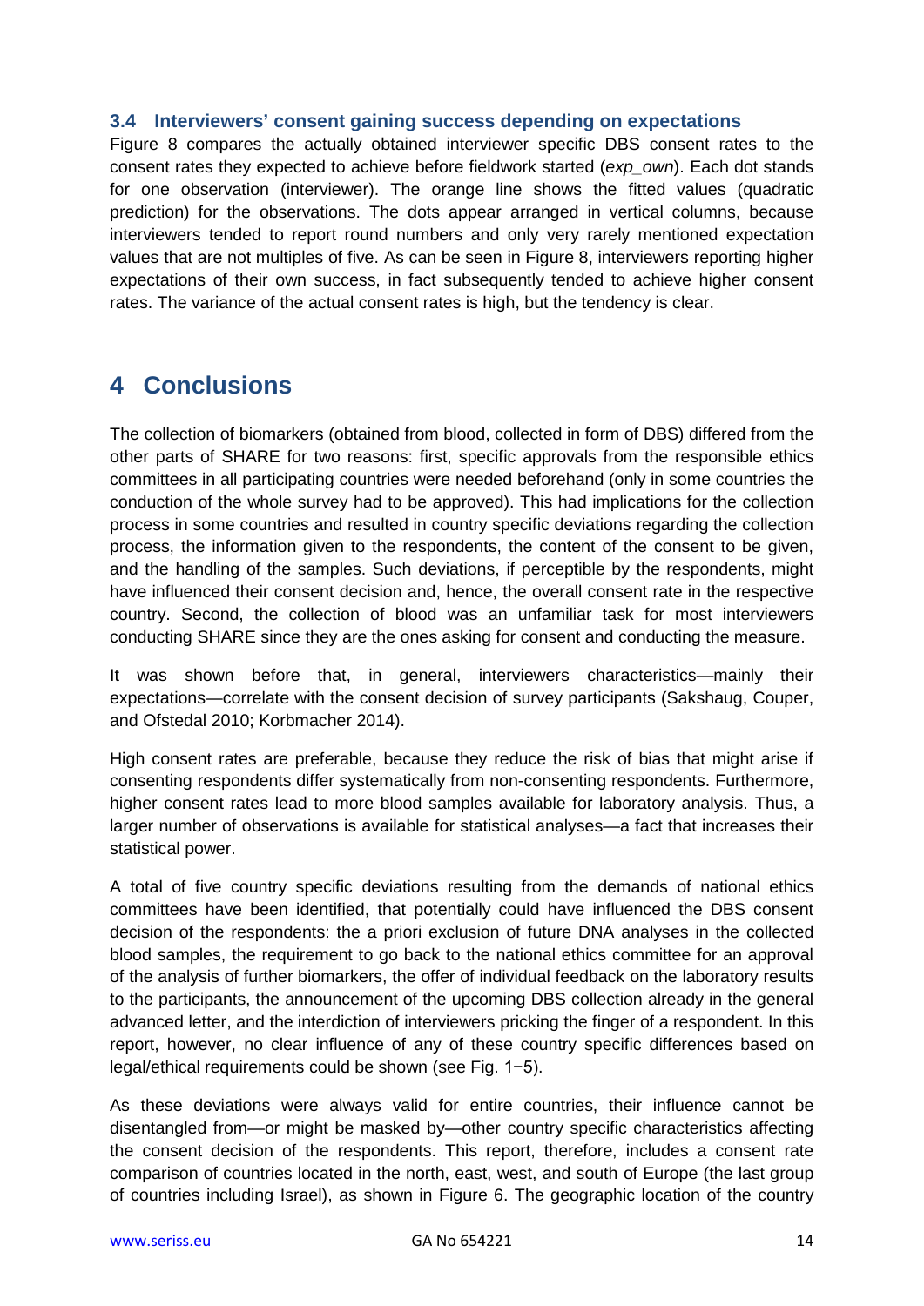### 3.4 Interviewers' consent gaining success depending on expectations

Figure 8 compares the actually obtained interviewer specific DBS consent rates to the consent rates they expected to achieve before fieldwork started (*exp_own*). Each dot stands for one observation (interviewer). The orange line shows the fitted values (quadratic prediction) for the observations. The dots appear arranged in vertical columns, because interviewers tended to report round numbers and only very rarely mentioned expectation values that are not multiples of five. As can be seen in Figure 8, interviewers reporting higher expectations of their own success, in fact subsequently tended to achieve higher consent rates. The variance of the actual consent rates is high, but the tendency is clear.

# 4 Conclusions

The collection of biomarkers (obtained from blood, collected in form of DBS) differed from the other parts of SHARE for two reasons: first, specific approvals from the responsible ethics committees in all participating countries were needed beforehand (only in some countries the conduction of the whole survey had to be approved). This had implications for the collection process in some countries and resulted in country specific deviations regarding the collection process, the information given to the respondents, the content of the consent to be given, and the handling of the samples. Such deviations, if perceptible by the respondents, might have influenced their consent decision and, hence, the overall consent rate in the respective country. Second, the collection of blood was an unfamiliar task for most interviewers conducting SHARE since they are the ones asking for consent and conducting the measure.

It was shown before that, in general, interviewers characteristics—mainly their expectations—correlate with the consent decision of survey participants (Sakshaug, Couper, and Ofstedal 2010; Korbmacher 2014).

High consent rates are preferable, because they reduce the risk of bias that might arise if consenting respondents differ systematically from non-consenting respondents. Furthermore, higher consent rates lead to more blood samples available for laboratory analysis. Thus, a larger number of observations is available for statistical analyses—a fact that increases their statistical power.

A total of five country specific deviations resulting from the demands of national ethics committees have been identified, that potentially could have influenced the DBS consent decision of the respondents: the a priori exclusion of future DNA analyses in the collected blood samples, the requirement to go back to the national ethics committee for an approval of the analysis of further biomarkers, the offer of individual feedback on the laboratory results to the participants, the announcement of the upcoming DBS collection already in the general advanced letter, and the interdiction of interviewers pricking the finger of a respondent. In this report, however, no clear influence of any of these country specific differences based on legal/ethical requirements could be shown (see Fig. 1−5).

As these deviations were always valid for entire countries, their influence cannot be disentangled from—or might be masked by—other country specific characteristics affecting the consent decision of the respondents. This report, therefore, includes a consent rate comparison of countries located in the north, east, west, and south of Europe (the last group of countries including Israel), as shown in Figure 6. The geographic location of the country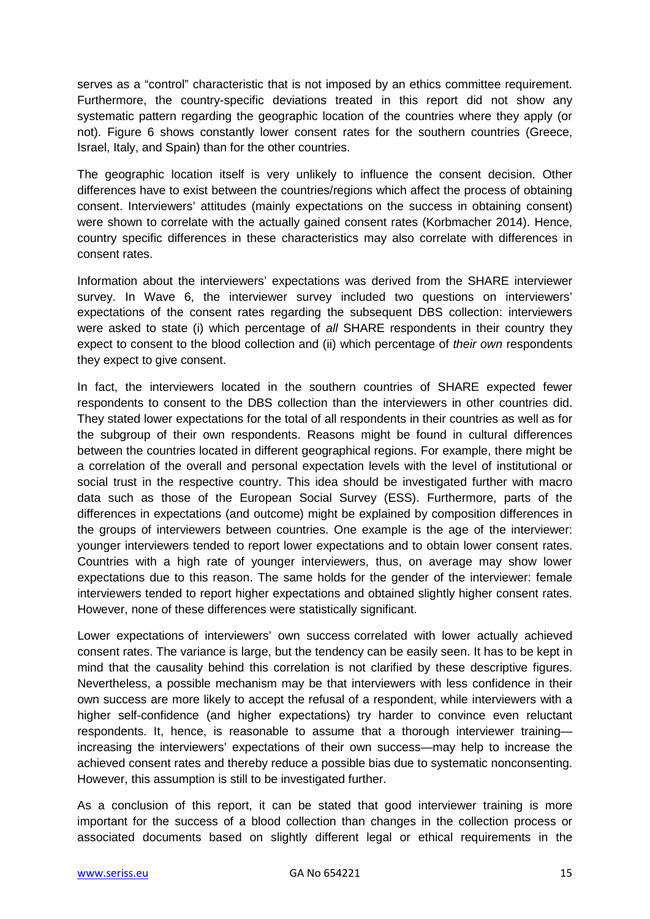serves as a "control" characteristic that is not imposed by an ethics committee requirement. Furthermore, the country-specific deviations treated in this report did not show any systematic pattern regarding the geographic location of the countries where they apply (or not). Figure 6 shows constantly lower consent rates for the southern countries (Greece, Israel, Italy, and Spain) than for the other countries.

The geographic location itself is very unlikely to influence the consent decision. Other differences have to exist between the countries/regions which affect the process of obtaining consent. Interviewers' attitudes (mainly expectations on the success in obtaining consent) were shown to correlate with the actually gained consent rates (Korbmacher 2014). Hence, country specific differences in these characteristics may also correlate with differences in consent rates.

Information about the interviewers' expectations was derived from the SHARE interviewer survey. In Wave 6, the interviewer survey included two questions on interviewers' expectations of the consent rates regarding the subsequent DBS collection: interviewers were asked to state (i) which percentage of *all* SHARE respondents in their country they expect to consent to the blood collection and (ii) which percentage of *their own* respondents they expect to give consent.

In fact, the interviewers located in the southern countries of SHARE expected fewer respondents to consent to the DBS collection than the interviewers in other countries did. They stated lower expectations for the total of all respondents in their countries as well as for the subgroup of their own respondents. Reasons might be found in cultural differences between the countries located in different geographical regions. For example, there might be a correlation of the overall and personal expectation levels with the level of institutional or social trust in the respective country. This idea should be investigated further with macro data such as those of the European Social Survey (ESS). Furthermore, parts of the differences in expectations (and outcome) might be explained by composition differences in the groups of interviewers between countries. One example is the age of the interviewer: younger interviewers tended to report lower expectations and to obtain lower consent rates. Countries with a high rate of younger interviewers, thus, on average may show lower expectations due to this reason. The same holds for the gender of the interviewer: female interviewers tended to report higher expectations and obtained slightly higher consent rates. However, none of these differences were statistically significant.

Lower expectations of interviewers' own success correlated with lower actually achieved consent rates. The variance is large, but the tendency can be easily seen. It has to be kept in mind that the causality behind this correlation is not clarified by these descriptive figures. Nevertheless, a possible mechanism may be that interviewers with less confidence in their own success are more likely to accept the refusal of a respondent, while interviewers with a higher self-confidence (and higher expectations) try harder to convince even reluctant respondents. It, hence, is reasonable to assume that a thorough interviewer training—increasing the interviewers' expectations of their own success—may help to increase the achieved consent rates and thereby reduce a possible bias due to systematic nonconsenting. However, this assumption is still to be investigated further.

As a conclusion of this report, it can be stated that good interviewer training is more important for the success of a blood collection than changes in the collection process or associated documents based on slightly different legal or ethical requirements in the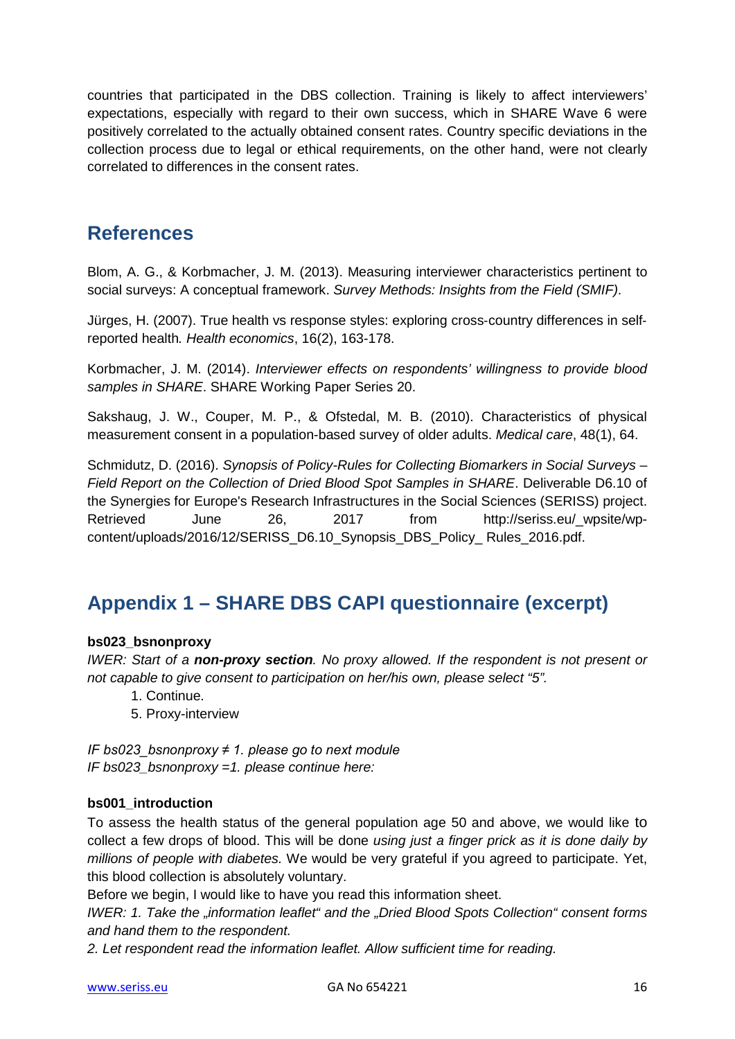countries that participated in the DBS collection. Training is likely to affect interviewers' expectations, especially with regard to their own success, which in SHARE Wave 6 were positively correlated to the actually obtained consent rates. Country specific deviations in the collection process due to legal or ethical requirements, on the other hand, were not clearly correlated to differences in the consent rates.

## References

Blom, A. G., & Korbmacher, J. M. (2013). Measuring interviewer characteristics pertinent to social surveys: A conceptual framework. *Survey Methods: Insights from the Field (SMIF)*.

Jürges, H. (2007). True health vs response styles: exploring cross-country differences in self-reported health*. Health economics*, 16(2), 163-178.

Korbmacher, J. M. (2014). *Interviewer effects on respondents' willingness to provide blood samples in SHARE*. SHARE Working Paper Series 20.

Sakshaug, J. W., Couper, M. P., & Ofstedal, M. B. (2010). Characteristics of physical measurement consent in a population-based survey of older adults. *Medical care*, 48(1), 64.

Schmidutz, D. (2016). *Synopsis of Policy-Rules for Collecting Biomarkers in Social Surveys – Field Report on the Collection of Dried Blood Spot Samples in SHARE*. Deliverable D6.10 of the Synergies for Europe's Research Infrastructures in the Social Sciences (SERISS) project. Retrieved June 26, 2017 from http://seriss.eu/_wpsite/wp-content/uploads/2016/12/SERISS_D6.10_Synopsis_DBS_Policy_ Rules_2016.pdf.

## Appendix 1 – SHARE DBS CAPI questionnaire (excerpt)

**bs023_bsnonproxy**

*IWER: Start of a **non-proxy section**. No proxy allowed. If the respondent is not present or not capable to give consent to participation on her/his own, please select "5".*

1. Continue.
5. Proxy-interview

*IF bs023_bsnonproxy ≠ 1. please go to next module*
*IF bs023_bsnonproxy =1. please continue here:*

**bs001_introduction**

To assess the health status of the general population age 50 and above, we would like to collect a few drops of blood. This will be done *using just a finger prick as it is done daily by millions of people with diabetes.* We would be very grateful if you agreed to participate. Yet, this blood collection is absolutely voluntary.

Before we begin, I would like to have you read this information sheet.

*IWER: 1. Take the „information leaflet" and the „Dried Blood Spots Collection" consent forms and hand them to the respondent.*

*2. Let respondent read the information leaflet. Allow sufficient time for reading.*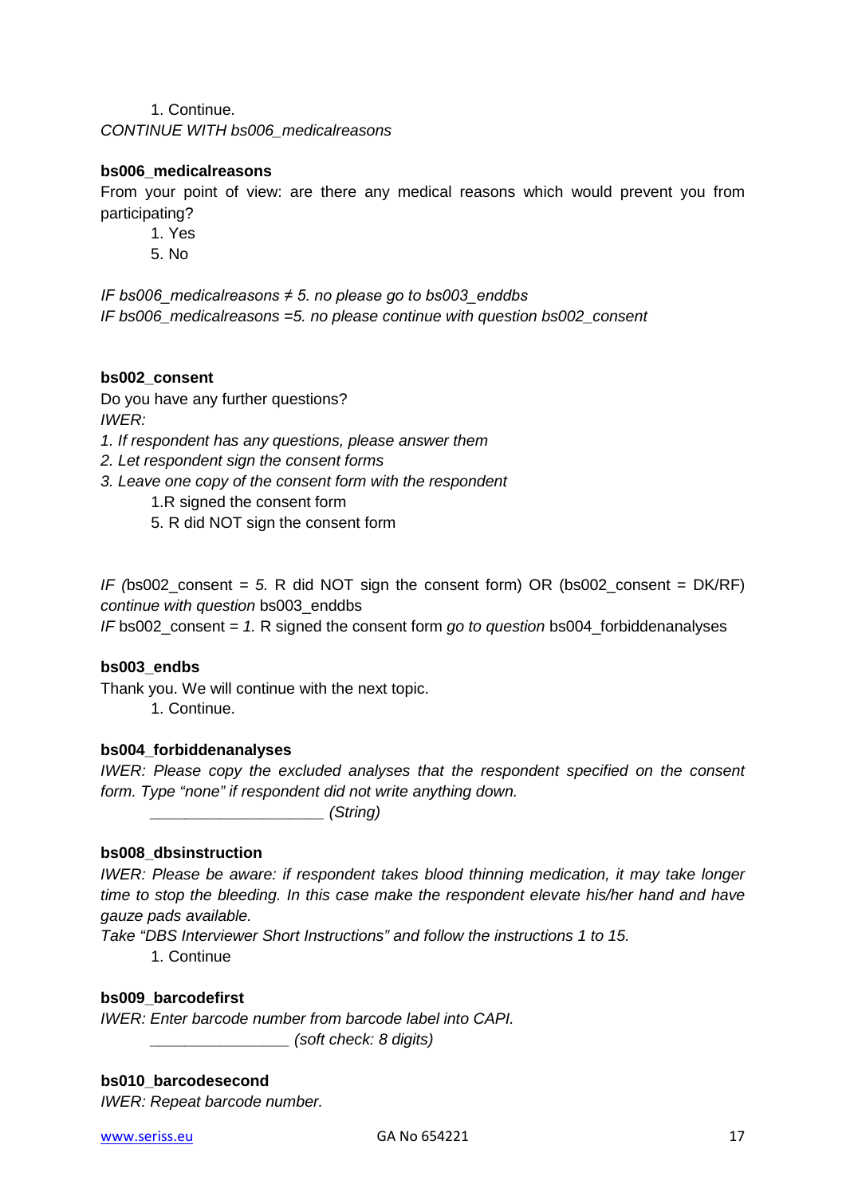1. Continue.

*CONTINUE WITH bs006_medicalreasons*

**bs006_medicalreasons**

From your point of view: are there any medical reasons which would prevent you from participating?

1. Yes
5. No

*IF bs006_medicalreasons ≠ 5. no please go to bs003_enddbs*
*IF bs006_medicalreasons =5. no please continue with question bs002_consent*

**bs002_consent**

Do you have any further questions?
*IWER:*
*1. If respondent has any questions, please answer them*
*2. Let respondent sign the consent forms*
*3. Leave one copy of the consent form with the respondent*

1.R signed the consent form
5. R did NOT sign the consent form

*IF (*bs002_consent = *5.* R did NOT sign the consent form) OR (bs002_consent = DK/RF) *continue with question* bs003_enddbs
*IF* bs002_consent = *1.* R signed the consent form *go to question* bs004_forbiddenanalyses

**bs003_endbs**

Thank you. We will continue with the next topic.

1. Continue.

**bs004_forbiddenanalyses**

*IWER: Please copy the excluded analyses that the respondent specified on the consent form. Type "none" if respondent did not write anything down.*

*____________________ (String)*

**bs008_dbsinstruction**

*IWER: Please be aware: if respondent takes blood thinning medication, it may take longer time to stop the bleeding. In this case make the respondent elevate his/her hand and have gauze pads available.*
*Take "DBS Interviewer Short Instructions" and follow the instructions 1 to 15.*

1. Continue

**bs009_barcodefirst**

*IWER: Enter barcode number from barcode label into CAPI.*

*________________ (soft check: 8 digits)*

**bs010_barcodesecond**

*IWER: Repeat barcode number.*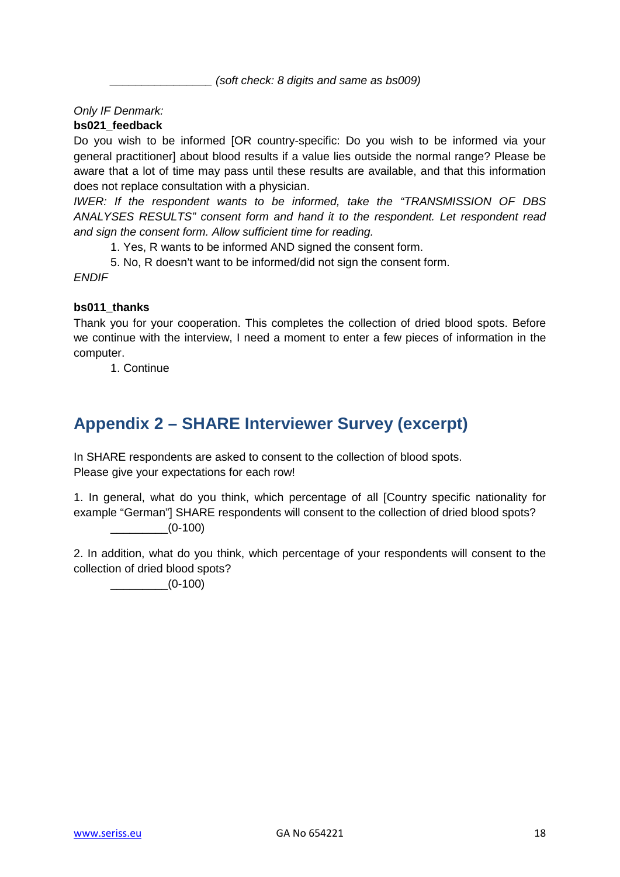_______________ *(soft check: 8 digits and same as bs009)*

*Only IF Denmark:*

**bs021_feedback**

Do you wish to be informed [OR country-specific: Do you wish to be informed via your general practitioner] about blood results if a value lies outside the normal range? Please be aware that a lot of time may pass until these results are available, and that this information does not replace consultation with a physician.

*IWER: If the respondent wants to be informed, take the "TRANSMISSION OF DBS ANALYSES RESULTS" consent form and hand it to the respondent. Let respondent read and sign the consent form. Allow sufficient time for reading.*

1. Yes, R wants to be informed AND signed the consent form.
5. No, R doesn't want to be informed/did not sign the consent form.

*ENDIF*

**bs011_thanks**

Thank you for your cooperation. This completes the collection of dried blood spots. Before we continue with the interview, I need a moment to enter a few pieces of information in the computer.

1. Continue

## Appendix 2 – SHARE Interviewer Survey (excerpt)

In SHARE respondents are asked to consent to the collection of blood spots.
Please give your expectations for each row!

1. In general, what do you think, which percentage of all [Country specific nationality for example "German"] SHARE respondents will consent to the collection of dried blood spots?

_________(0-100)

2. In addition, what do you think, which percentage of your respondents will consent to the collection of dried blood spots?

_________(0-100)